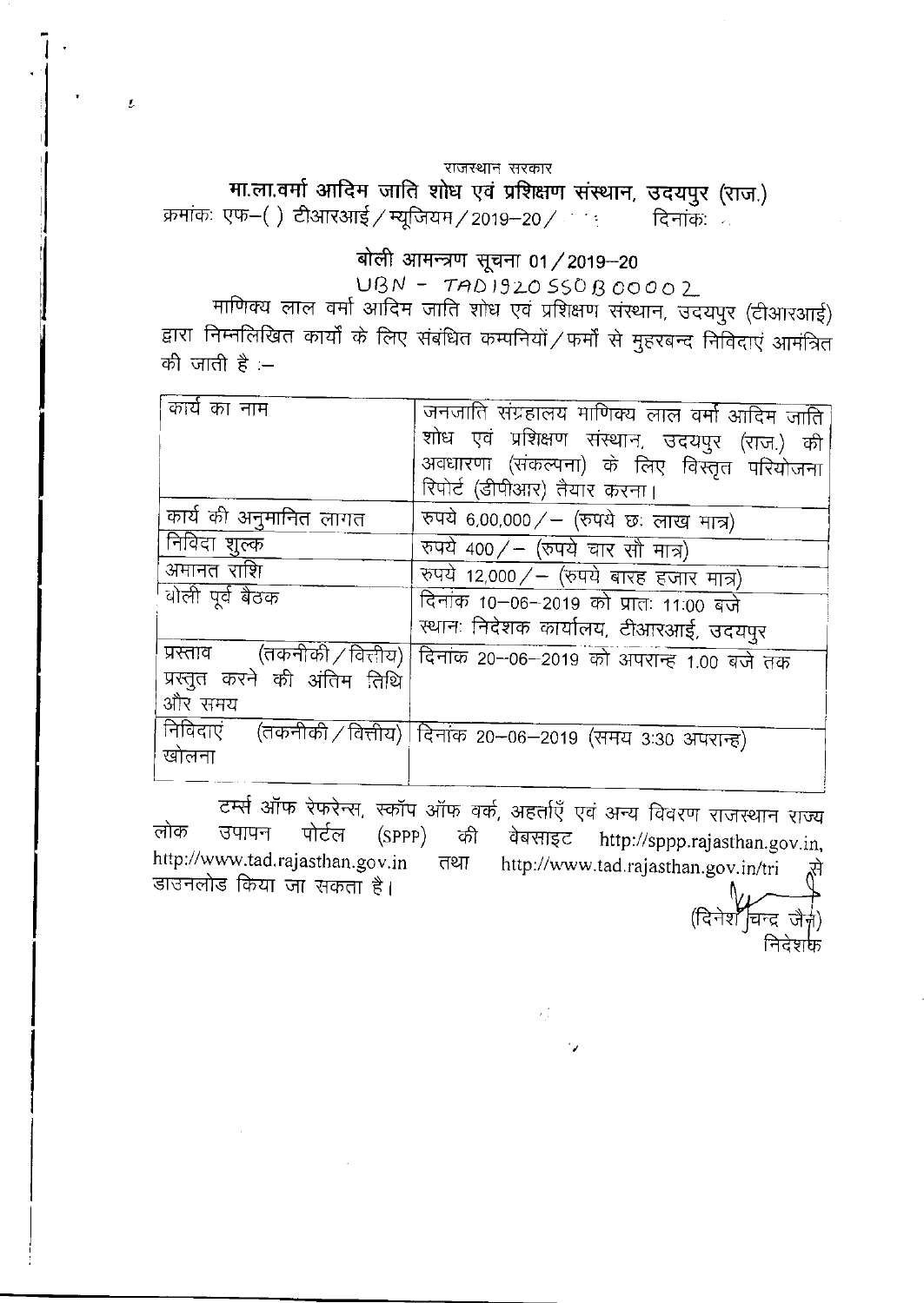राजस्थान सरकार

## मा.ला.वर्मा आदिम जाति शोध एवं प्रशिक्षण संस्थान, उदयपुर (राज.)

क्रमांकः एफ–( ) टीआरआई / म्यूजियम / 2019–20 / दिनांकः

### बोली आमन्त्रण सूचना 01 / 2019–20

UBN - TAD1920SSOB00002

माणिक्य लाल वर्मा आदिम जाति शोध एवं प्रशिक्षण संस्थान, उदयपुर (टीआरआई) द्वारा निम्नलिखित कार्यों के लिए संबंधित कम्पनियों / फर्मों से मुहरबन्द निविदाएं आमंत्रित की जाती है :–

| कार्य का नाम | जनजाति संग्रहालय माणिक्य लाल वर्मा आदिम जाति शोध एवं प्रशिक्षण संस्थान, उदयपुर (राज.) की अवधारणा (संकल्पना) के लिए विस्तृत परियोजना रिपोर्ट (डीपीआर) तैयार करना। |
|---|---|
| कार्य की अनुमानित लागत | रुपये 6,00,000 / – (रुपये छः लाख मात्र) |
| निविदा शुल्क | रुपये 400 / – (रुपये चार सौ मात्र) |
| अमानत राशि | रुपये 12,000 / – (रुपये बारह हजार मात्र) |
| बोली पूर्व बैठक | दिनांक 10–06–2019 को प्रातः 11:00 बजे<br>स्थानः निदेशक कार्यालय, टीआरआई, उदयपुर |
| प्रस्ताव (तकनीकी / वित्तीय) प्रस्तुत करने की अंतिम तिथि और समय | दिनांक 20–06–2019 को अपरान्ह 1.00 बजे तक |
| निविदाएं (तकनीकी / वित्तीय) खोलना | दिनांक 20–06–2019 (समय 3:30 अपरान्ह) |

टर्म्स ऑफ रेफरेन्स, स्कॉप ऑफ वर्क, अहर्ताएँ एवं अन्य विवरण राजस्थान राज्य लोक उपापन पोर्टल (SPPP) की वेबसाइट http://sppp.rajasthan.gov.in, http://www.tad.rajasthan.gov.in तथा http://www.tad.rajasthan.gov.in/tri से डाउनलोड किया जा सकता है।

(दिनेश चन्द्र जैन)
निदेशक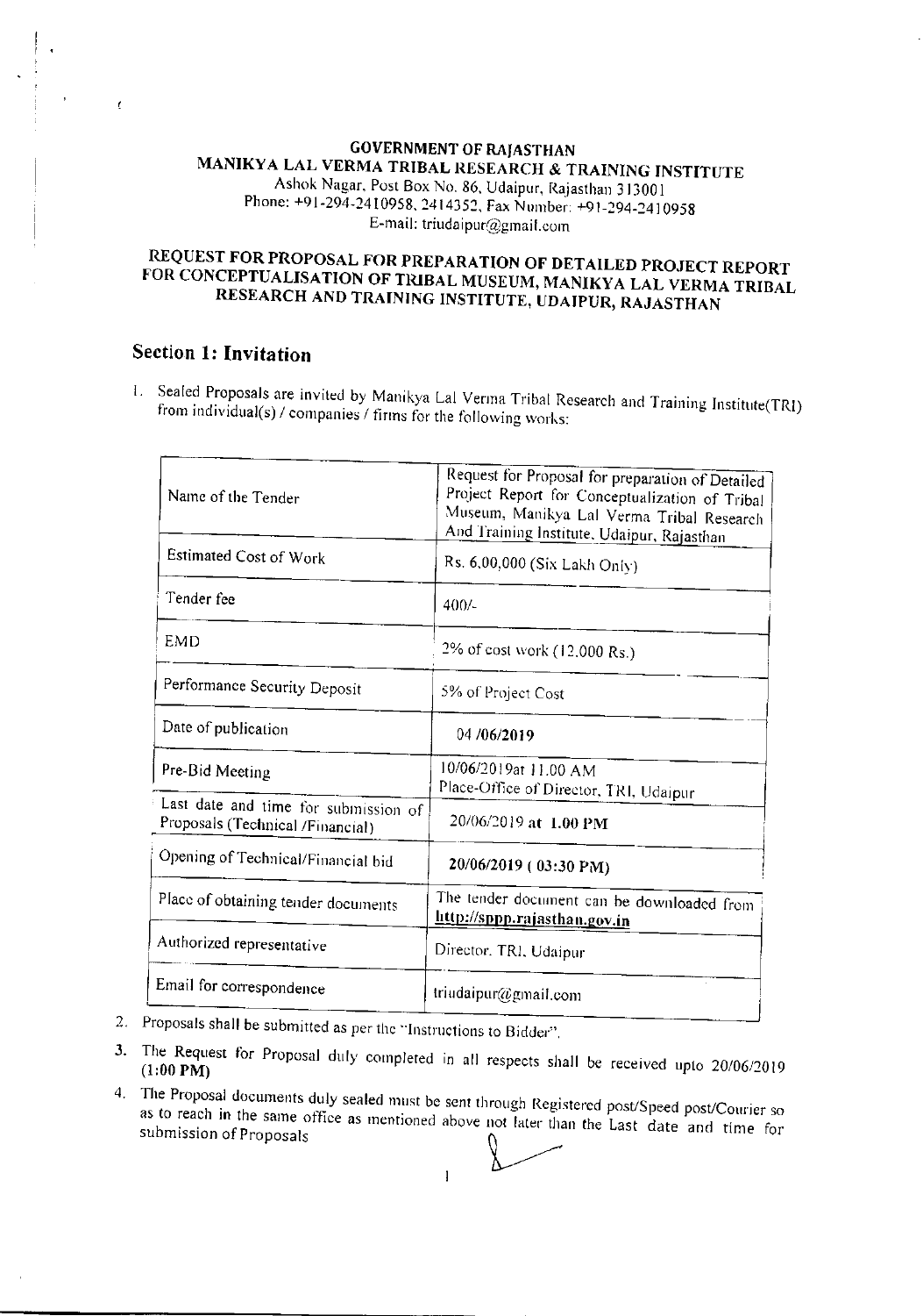**GOVERNMENT OF RAJASTHAN**
**MANIKYA LAL VERMA TRIBAL RESEARCH & TRAINING INSTITUTE**
Ashok Nagar, Post Box No. 86, Udaipur, Rajasthan 313001
Phone: +91-294-2410958, 2414352, Fax Number: +91-294-2410958
E-mail: triudaipur@gmail.com

## REQUEST FOR PROPOSAL FOR PREPARATION OF DETAILED PROJECT REPORT FOR CONCEPTUALISATION OF TRIBAL MUSEUM, MANIKYA LAL VERMA TRIBAL RESEARCH AND TRAINING INSTITUTE, UDAIPUR, RAJASTHAN

## Section 1: Invitation

1. Sealed Proposals are invited by Manikya Lal Verma Tribal Research and Training Institute(TRI) from individual(s) / companies / firms for the following works:

| | |
|---|---|
| Name of the Tender | Request for Proposal for preparation of Detailed Project Report for Conceptualization of Tribal Museum, Manikya Lal Verma Tribal Research And Training Institute, Udaipur, Rajasthan |
| Estimated Cost of Work | Rs. 6,00,000 (Six Lakh Only) |
| Tender fee | 400/- |
| EMD | 2% of cost work (12,000 Rs.) |
| Performance Security Deposit | 5% of Project Cost |
| Date of publication | 04 /06/2019 |
| Pre-Bid Meeting | 10/06/2019at 11.00 AM<br>Place-Office of Director, TRI, Udaipur |
| Last date and time for submission of Proposals (Technical /Financial) | 20/06/2019 at 1.00 PM |
| Opening of Technical/Financial bid | 20/06/2019 ( 03:30 PM) |
| Place of obtaining tender documents | The tender document can be downloaded from http://sppp.rajasthan.gov.in |
| Authorized representative | Director, TRI, Udaipur |
| Email for correspondence | triudaipur@gmail.com |

2. Proposals shall be submitted as per the "Instructions to Bidder".
3. The Request for Proposal duly completed in all respects shall be received upto 20/06/2019 **(1:00 PM)**
4. The Proposal documents duly sealed must be sent through Registered post/Speed post/Courier so as to reach in the same office as mentioned above not later than the Last date and time for submission of Proposals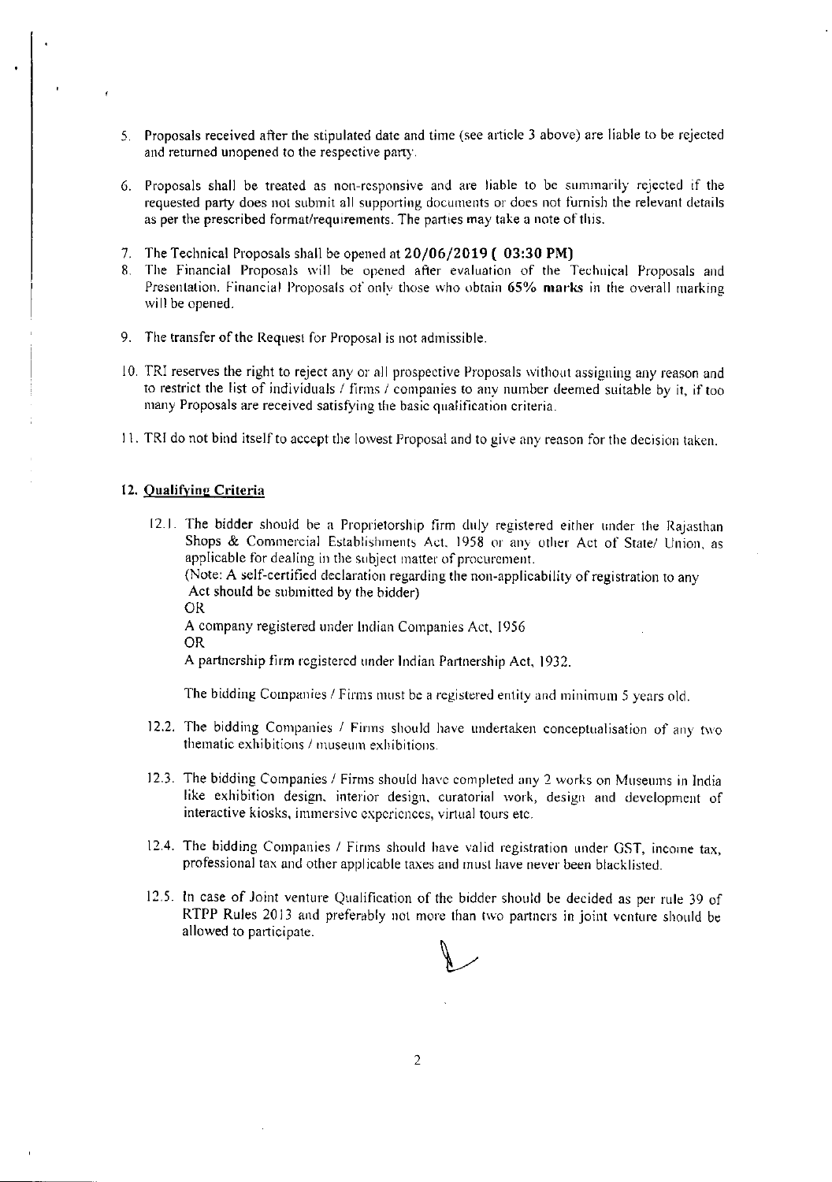5. Proposals received after the stipulated date and time (see article 3 above) are liable to be rejected and returned unopened to the respective party.

6. Proposals shall be treated as non-responsive and are liable to be summarily rejected if the requested party does not submit all supporting documents or does not furnish the relevant details as per the prescribed format/requirements. The parties may take a note of this.

7. The Technical Proposals shall be opened at **20/06/2019 ( 03:30 PM)**

8. The Financial Proposals will be opened after evaluation of the Technical Proposals and Presentation. Financial Proposals of only those who obtain **65% marks** in the overall marking will be opened.

9. The transfer of the Request for Proposal is not admissible.

10. TRI reserves the right to reject any or all prospective Proposals without assigning any reason and to restrict the list of individuals / firms / companies to any number deemed suitable by it, if too many Proposals are received satisfying the basic qualification criteria.

11. TRI do not bind itself to accept the lowest Proposal and to give any reason for the decision taken.

**12. Qualifying Criteria**

12.1. The bidder should be a Proprietorship firm duly registered either under the Rajasthan Shops & Commercial Establishments Act, 1958 or any other Act of State/ Union, as applicable for dealing in the subject matter of procurement.
(Note: A self-certified declaration regarding the non-applicability of registration to any Act should be submitted by the bidder)
OR
A company registered under Indian Companies Act, 1956
OR
A partnership firm registered under Indian Partnership Act, 1932.

The bidding Companies / Firms must be a registered entity and minimum 5 years old.

12.2. The bidding Companies / Firms should have undertaken conceptualisation of any two thematic exhibitions / museum exhibitions.

12.3. The bidding Companies / Firms should have completed any 2 works on Museums in India like exhibition design, interior design, curatorial work, design and development of interactive kiosks, immersive experiences, virtual tours etc.

12.4. The bidding Companies / Firms should have valid registration under GST, income tax, professional tax and other applicable taxes and must have never been blacklisted.

12.5. In case of Joint venture Qualification of the bidder should be decided as per rule 39 of RTPP Rules 2013 and preferably not more than two partners in joint venture should be allowed to participate.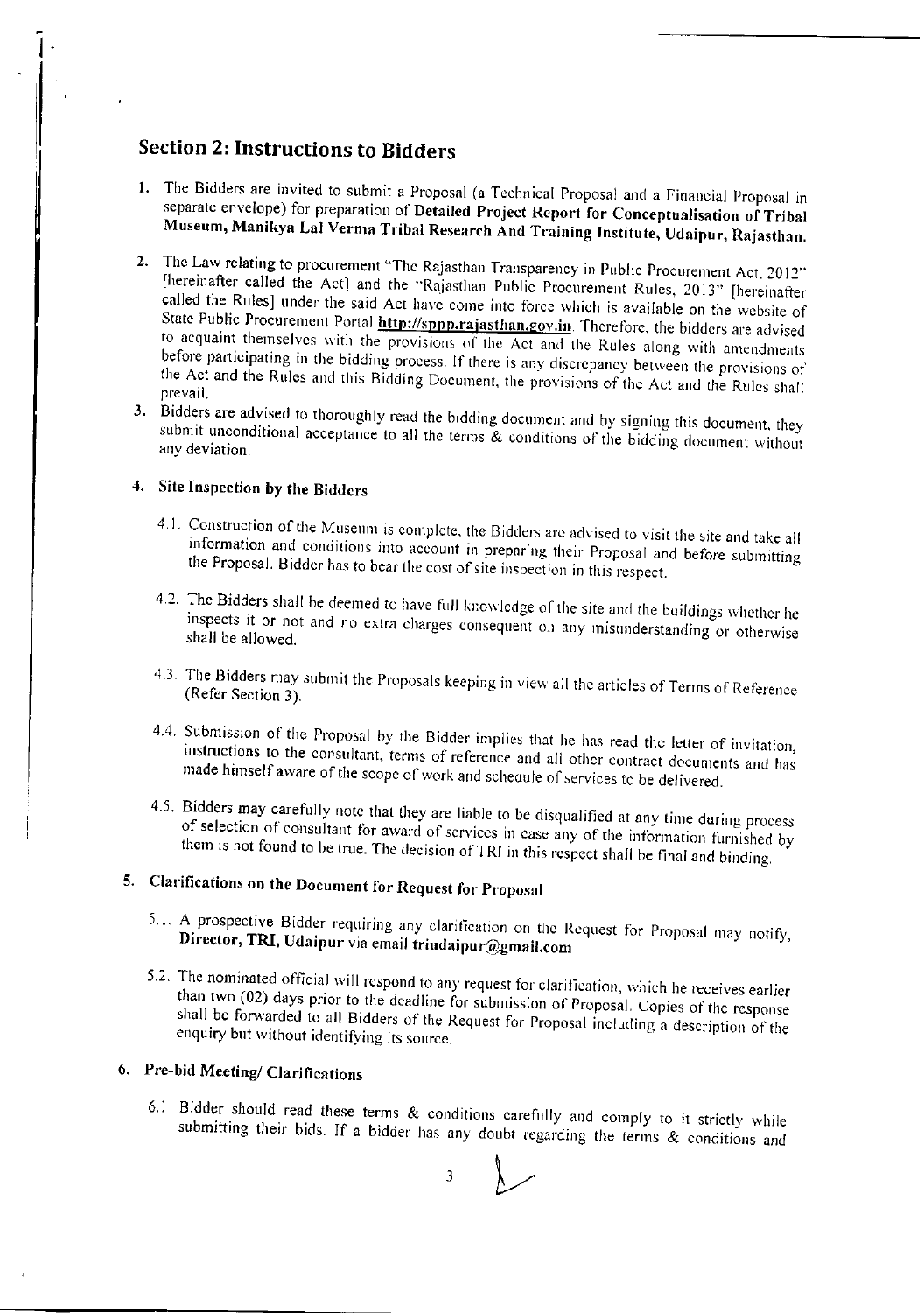## Section 2: Instructions to Bidders

1. The Bidders are invited to submit a Proposal (a Technical Proposal and a Financial Proposal in separate envelope) for preparation of **Detailed Project Report for Conceptualisation of Tribal Museum, Manikya Lal Verma Tribal Research And Training Institute, Udaipur, Rajasthan.**

2. The Law relating to procurement "The Rajasthan Transparency in Public Procurement Act, 2012" [hereinafter called the Act] and the "Rajasthan Public Procurement Rules, 2013" [hereinafter called the Rules] under the said Act have come into force which is available on the website of State Public Procurement Portal **http://sppp.rajasthan.gov.in**. Therefore, the bidders are advised to acquaint themselves with the provisions of the Act and the Rules along with amendments before participating in the bidding process. If there is any discrepancy between the provisions of the Act and the Rules and this Bidding Document, the provisions of the Act and the Rules shall prevail.

3. Bidders are advised to thoroughly read the bidding document and by signing this document, they submit unconditional acceptance to all the terms & conditions of the bidding document without any deviation.

4. **Site Inspection by the Bidders**

   4.1. Construction of the Museum is complete, the Bidders are advised to visit the site and take all information and conditions into account in preparing their Proposal and before submitting the Proposal. Bidder has to bear the cost of site inspection in this respect.

   4.2. The Bidders shall be deemed to have full knowledge of the site and the buildings whether he inspects it or not and no extra charges consequent on any misunderstanding or otherwise shall be allowed.

   4.3. The Bidders may submit the Proposals keeping in view all the articles of Terms of Reference (Refer Section 3).

   4.4. Submission of the Proposal by the Bidder implies that he has read the letter of invitation, instructions to the consultant, terms of reference and all other contract documents and has made himself aware of the scope of work and schedule of services to be delivered.

   4.5. Bidders may carefully note that they are liable to be disqualified at any time during process of selection of consultant for award of services in case any of the information furnished by them is not found to be true. The decision of TRI in this respect shall be final and binding.

5. **Clarifications on the Document for Request for Proposal**

   5.1. A prospective Bidder requiring any clarification on the Request for Proposal may notify, **Director, TRI, Udaipur** via email **triudaipur@gmail.com**

   5.2. The nominated official will respond to any request for clarification, which he receives earlier than two (02) days prior to the deadline for submission of Proposal. Copies of the response shall be forwarded to all Bidders of the Request for Proposal including a description of the enquiry but without identifying its source.

6. **Pre-bid Meeting/ Clarifications**

   6.1 Bidder should read these terms & conditions carefully and comply to it strictly while submitting their bids. If a bidder has any doubt regarding the terms & conditions and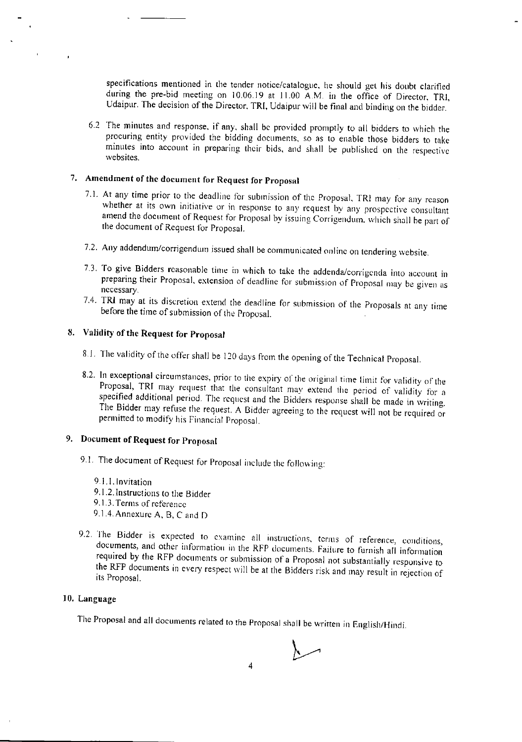specifications mentioned in the tender notice/catalogue, he should get his doubt clarified during the pre-bid meeting on 10.06.19 at 11.00 A.M. in the office of Director, TRI, Udaipur. The decision of the Director, TRI, Udaipur will be final and binding on the bidder.

6.2 The minutes and response, if any, shall be provided promptly to all bidders to which the procuring entity provided the bidding documents, so as to enable those bidders to take minutes into account in preparing their bids, and shall be published on the respective websites.

## 7. Amendment of the document for Request for Proposal

7.1. At any time prior to the deadline for submission of the Proposal, TRI may for any reason whether at its own initiative or in response to any request by any prospective consultant amend the document of Request for Proposal by issuing Corrigendum, which shall be part of the document of Request for Proposal.

7.2. Any addendum/corrigendum issued shall be communicated online on tendering website.

7.3. To give Bidders reasonable time in which to take the addenda/corrigenda into account in preparing their Proposal, extension of deadline for submission of Proposal may be given as necessary.

7.4. TRI may at its discretion extend the deadline for submission of the Proposals at any time before the time of submission of the Proposal.

## 8. Validity of the Request for Proposal

8.1. The validity of the offer shall be 120 days from the opening of the Technical Proposal.

8.2. In exceptional circumstances, prior to the expiry of the original time limit for validity of the Proposal, TRI may request that the consultant may extend the period of validity for a specified additional period. The request and the Bidders response shall be made in writing. The Bidder may refuse the request. A Bidder agreeing to the request will not be required or permitted to modify his Financial Proposal.

## 9. Document of Request for Proposal

9.1. The document of Request for Proposal include the following:

9.1.1. Invitation
9.1.2. Instructions to the Bidder
9.1.3. Terms of reference
9.1.4. Annexure A, B, C and D

9.2. The Bidder is expected to examine all instructions, terms of reference, conditions, documents, and other information in the RFP documents. Failure to furnish all information required by the RFP documents or submission of a Proposal not substantially responsive to the RFP documents in every respect will be at the Bidders risk and may result in rejection of its Proposal.

## 10. Language

The Proposal and all documents related to the Proposal shall be written in English/Hindi.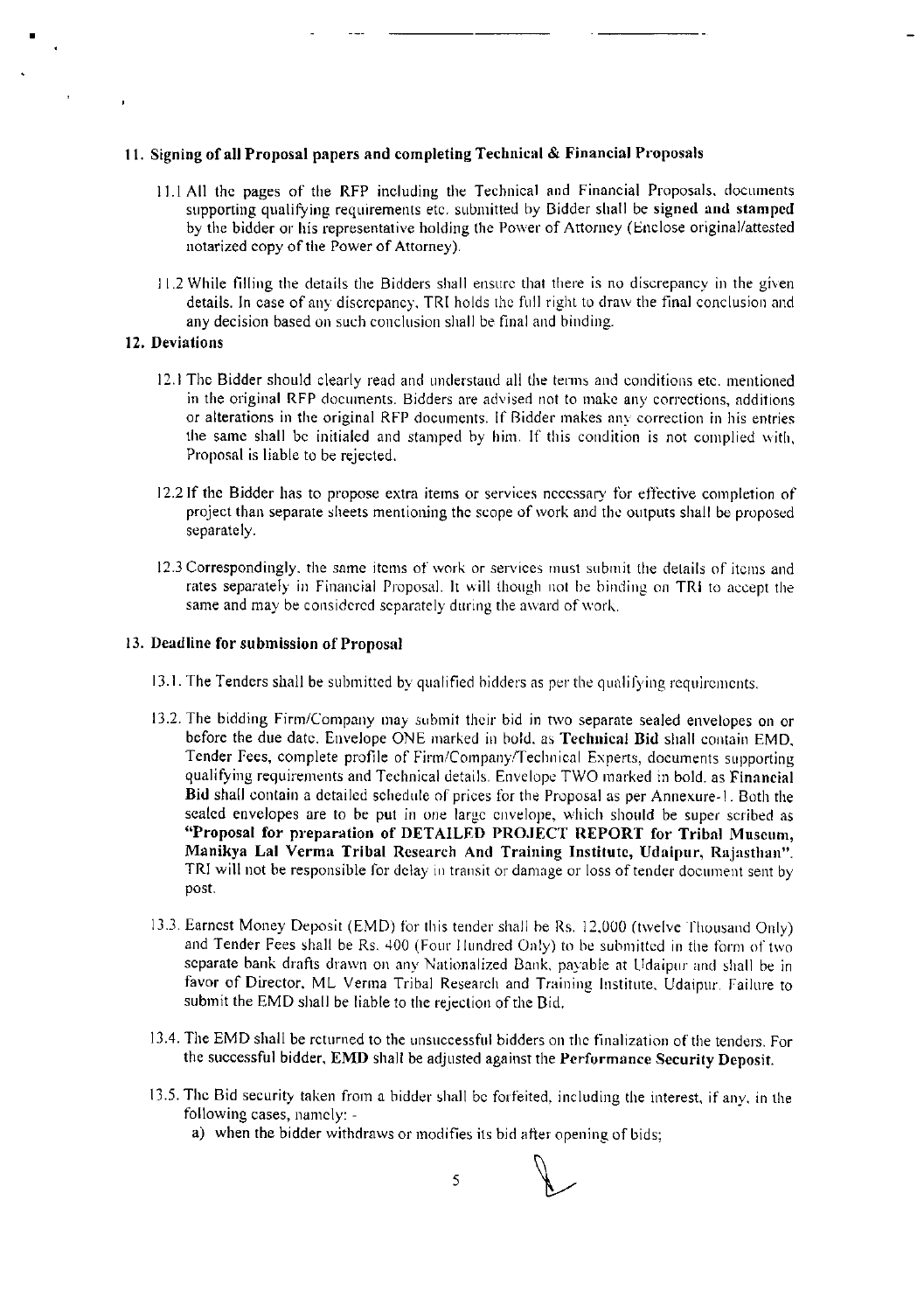## 11. Signing of all Proposal papers and completing Technical & Financial Proposals

11.1 All the pages of the RFP including the Technical and Financial Proposals, documents supporting qualifying requirements etc. submitted by Bidder shall be **signed and stamped** by the bidder or his representative holding the Power of Attorney (Enclose original/attested notarized copy of the Power of Attorney).

11.2 While filling the details the Bidders shall ensure that there is no discrepancy in the given details. In case of any discrepancy, TRI holds the full right to draw the final conclusion and any decision based on such conclusion shall be final and binding.

## 12. Deviations

12.1 The Bidder should clearly read and understand all the terms and conditions etc. mentioned in the original RFP documents. Bidders are advised not to make any corrections, additions or alterations in the original RFP documents. If Bidder makes any correction in his entries the same shall be initialed and stamped by him. If this condition is not complied with, Proposal is liable to be rejected.

12.2 If the Bidder has to propose extra items or services necessary for effective completion of project than separate sheets mentioning the scope of work and the outputs shall be proposed separately.

12.3 Correspondingly, the same items of work or services must submit the details of items and rates separately in Financial Proposal. It will though not be binding on TRI to accept the same and may be considered separately during the award of work.

## 13. Deadline for submission of Proposal

13.1. The Tenders shall be submitted by qualified bidders as per the qualifying requirements.

13.2. The bidding Firm/Company may submit their bid in two separate sealed envelopes on or before the due date. Envelope ONE marked in bold, as **Technical Bid** shall contain EMD, Tender Fees, complete profile of Firm/Company/Technical Experts, documents supporting qualifying requirements and Technical details. Envelope TWO marked in bold. as **Financial Bid** shall contain a detailed schedule of prices for the Proposal as per Annexure-1. Both the sealed envelopes are to be put in one large envelope, which should be super scribed as **"Proposal for preparation of DETAILED PROJECT REPORT for Tribal Museum, Manikya Lal Verma Tribal Research And Training Institute, Udaipur, Rajasthan"**. TRI will not be responsible for delay in transit or damage or loss of tender document sent by post.

13.3. Earnest Money Deposit (EMD) for this tender shall be Rs. 12,000 (twelve Thousand Only) and Tender Fees shall be Rs. 400 (Four Hundred Only) to be submitted in the form of two separate bank drafts drawn on any Nationalized Bank, payable at Udaipur and shall be in favor of Director, ML Verma Tribal Research and Training Institute, Udaipur. Failure to submit the EMD shall be liable to the rejection of the Bid.

13.4. The EMD shall be returned to the unsuccessful bidders on the finalization of the tenders. For the successful bidder, **EMD** shall be adjusted against the **Performance Security Deposit.**

13.5. The Bid security taken from a bidder shall be forfeited, including the interest, if any, in the following cases, namely: -

a) when the bidder withdraws or modifies its bid after opening of bids;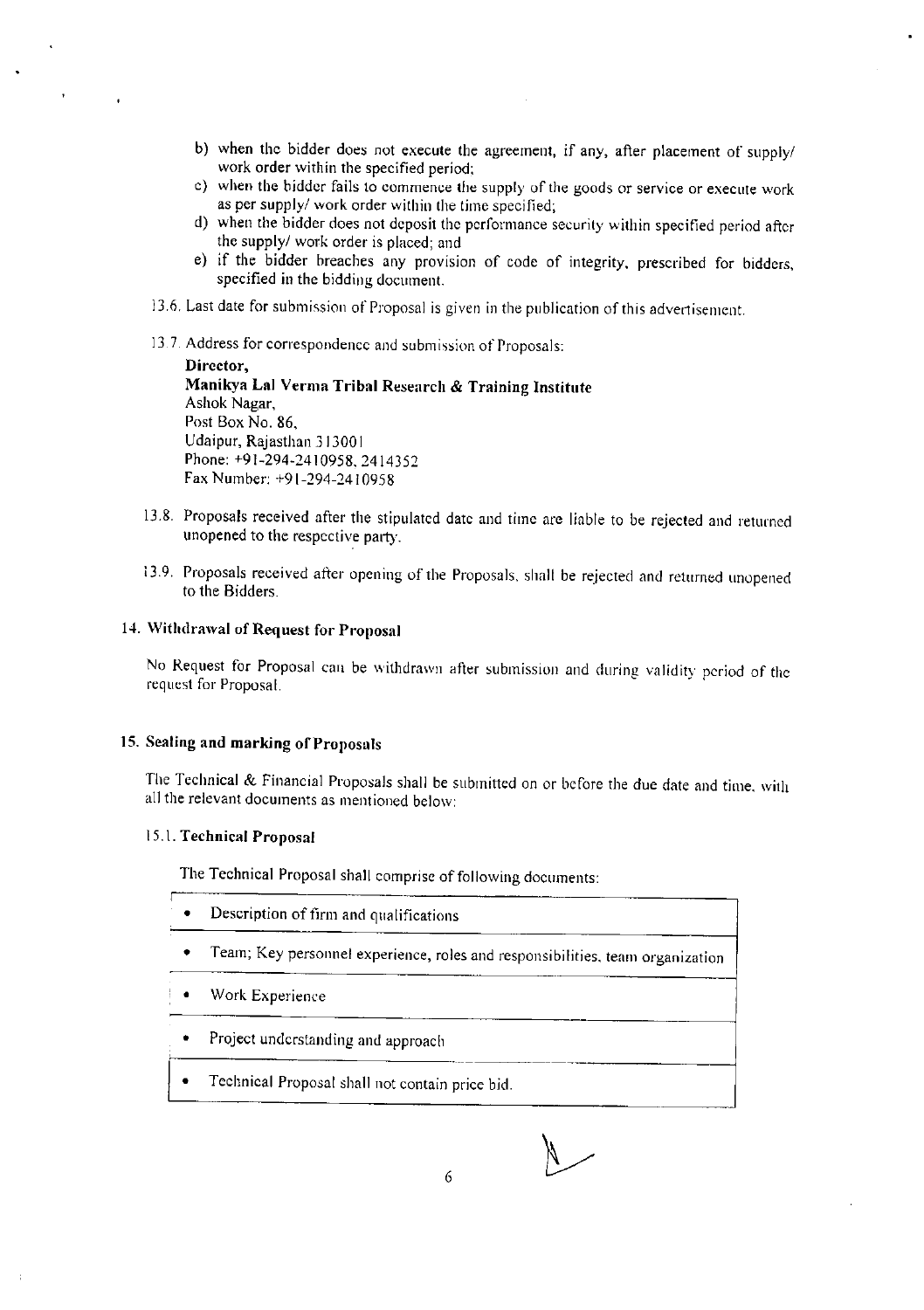b) when the bidder does not execute the agreement, if any, after placement of supply/ work order within the specified period;
c) when the bidder fails to commence the supply of the goods or service or execute work as per supply/ work order within the time specified;
d) when the bidder does not deposit the performance security within specified period after the supply/ work order is placed; and
e) if the bidder breaches any provision of code of integrity, prescribed for bidders, specified in the bidding document.

13.6. Last date for submission of Proposal is given in the publication of this advertisement.

13.7. Address for correspondence and submission of Proposals:

**Director,**
**Manikya Lal Verma Tribal Research & Training Institute**
Ashok Nagar,
Post Box No. 86,
Udaipur, Rajasthan 313001
Phone: +91-294-2410958, 2414352
Fax Number: +91-294-2410958

13.8. Proposals received after the stipulated date and time are liable to be rejected and returned unopened to the respective party.

13.9. Proposals received after opening of the Proposals, shall be rejected and returned unopened to the Bidders.

## 14. Withdrawal of Request for Proposal

No Request for Proposal can be withdrawn after submission and during validity period of the request for Proposal.

## 15. Sealing and marking of Proposals

The Technical & Financial Proposals shall be submitted on or before the due date and time, with all the relevant documents as mentioned below:

### 15.1. Technical Proposal

The Technical Proposal shall comprise of following documents:

| |
|---|
| • Description of firm and qualifications |
| • Team; Key personnel experience, roles and responsibilities, team organization |
| • Work Experience |
| • Project understanding and approach |
| • Technical Proposal shall not contain price bid. |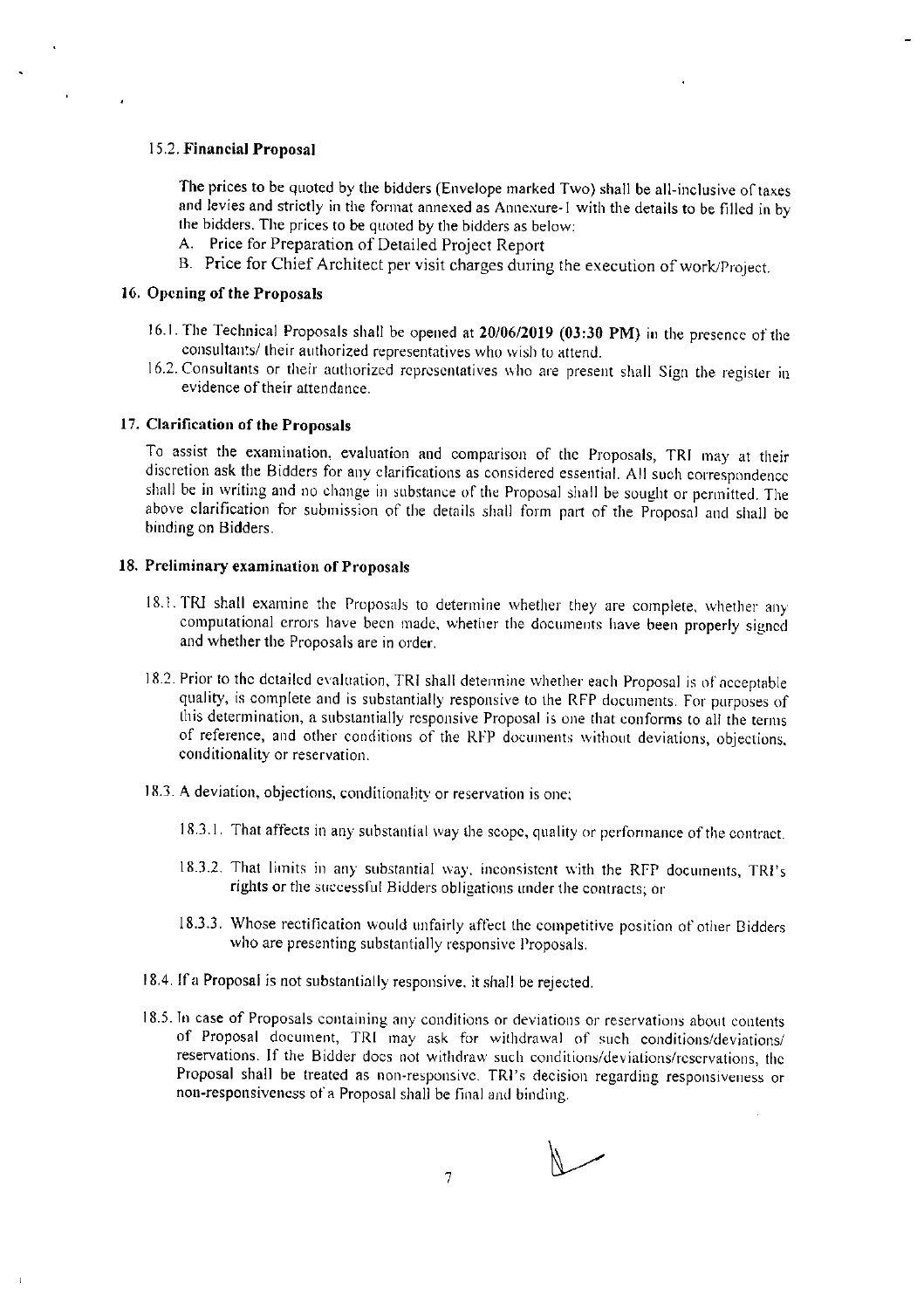### 15.2. Financial Proposal

The prices to be quoted by the bidders (Envelope marked Two) shall be all-inclusive of taxes and levies and strictly in the format annexed as Annexure-1 with the details to be filled in by the bidders. The prices to be quoted by the bidders as below:

A. Price for Preparation of Detailed Project Report
B. Price for Chief Architect per visit charges during the execution of work/Project.

## 16. Opening of the Proposals

16.1. The Technical Proposals shall be opened at **20/06/2019 (03:30 PM)** in the presence of the consultants/ their authorized representatives who wish to attend.

16.2. Consultants or their authorized representatives who are present shall Sign the register in evidence of their attendance.

## 17. Clarification of the Proposals

To assist the examination, evaluation and comparison of the Proposals, TRI may at their discretion ask the Bidders for any clarifications as considered essential. All such correspondence shall be in writing and no change in substance of the Proposal shall be sought or permitted. The above clarification for submission of the details shall form part of the Proposal and shall be binding on Bidders.

## 18. Preliminary examination of Proposals

18.1. TRI shall examine the Proposals to determine whether they are complete, whether any computational errors have been made, whether the documents have been properly signed and whether the Proposals are in order.

18.2. Prior to the detailed evaluation, TRI shall determine whether each Proposal is of acceptable quality, is complete and is substantially responsive to the RFP documents. For purposes of this determination, a substantially responsive Proposal is one that conforms to all the terms of reference, and other conditions of the RFP documents without deviations, objections, conditionality or reservation.

18.3. A deviation, objections, conditionality or reservation is one;

18.3.1. That affects in any substantial way the scope, quality or performance of the contract.

18.3.2. That limits in any substantial way, inconsistent with the RFP documents, TRI's rights or the successful Bidders obligations under the contracts; or

18.3.3. Whose rectification would unfairly affect the competitive position of other Bidders who are presenting substantially responsive Proposals.

18.4. If a Proposal is not substantially responsive, it shall be rejected.

18.5. In case of Proposals containing any conditions or deviations or reservations about contents of Proposal document, TRI may ask for withdrawal of such conditions/deviations/ reservations. If the Bidder does not withdraw such conditions/deviations/reservations, the Proposal shall be treated as non-responsive. TRI's decision regarding responsiveness or non-responsiveness of a Proposal shall be final and binding.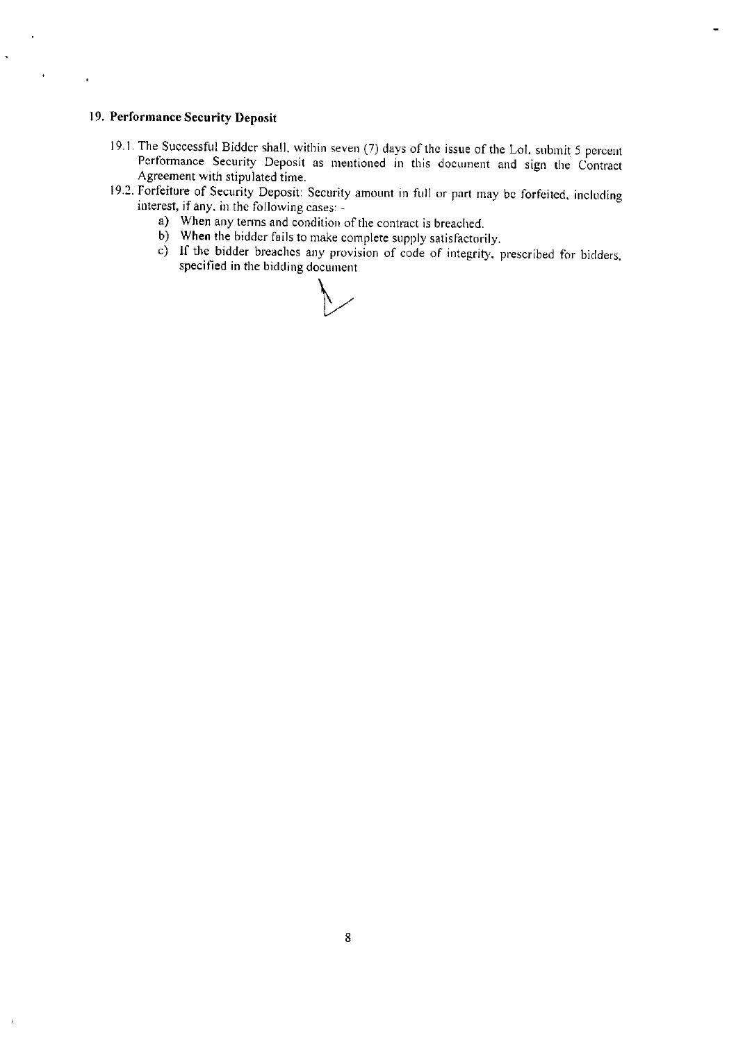## 19. Performance Security Deposit

19.1. The Successful Bidder shall, within seven (7) days of the issue of the LoI, submit 5 percent Performance Security Deposit as mentioned in this document and sign the Contract Agreement with stipulated time.

19.2. Forfeiture of Security Deposit: Security amount in full or part may be forfeited, including interest, if any, in the following cases: -

a) When any terms and condition of the contract is breached.

b) When the bidder fails to make complete supply satisfactorily.

c) If the bidder breaches any provision of code of integrity, prescribed for bidders, specified in the bidding document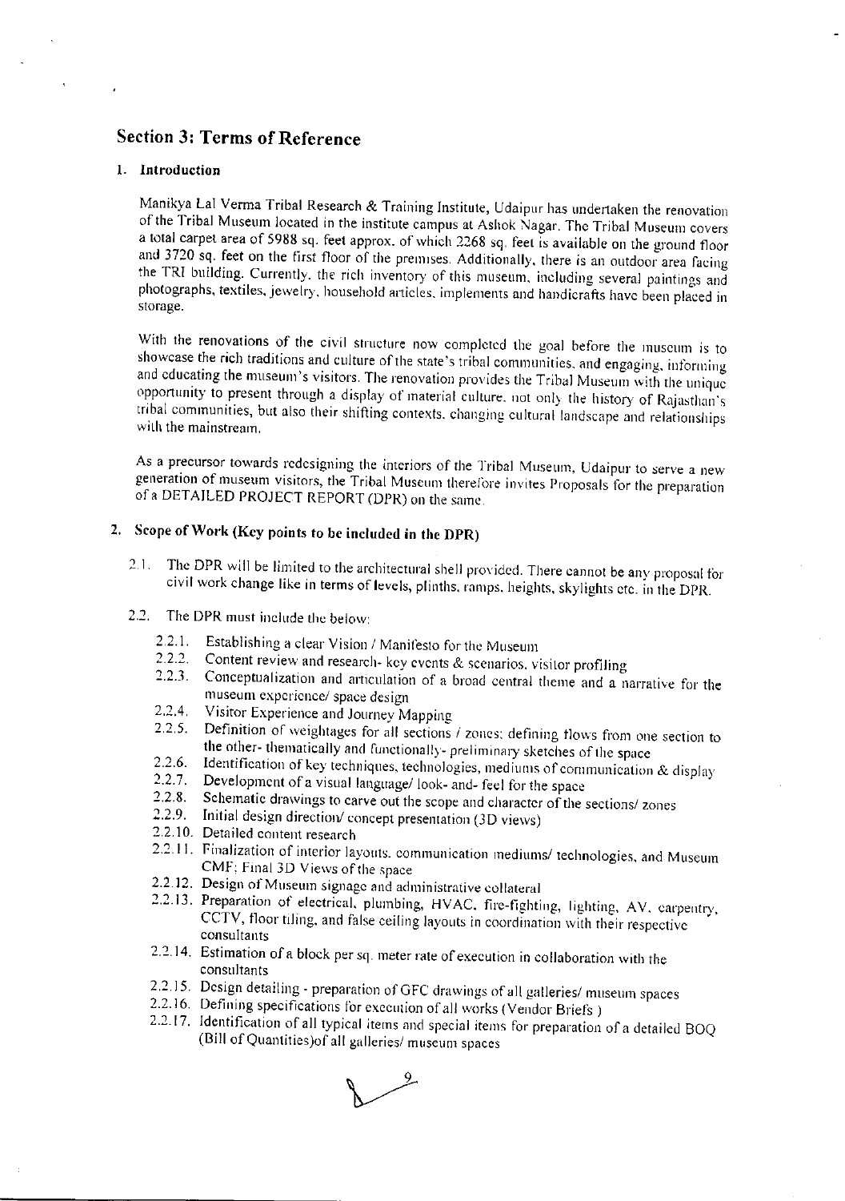## Section 3: Terms of Reference

### 1. Introduction

Manikya Lal Verma Tribal Research & Training Institute, Udaipur has undertaken the renovation of the Tribal Museum located in the institute campus at Ashok Nagar. The Tribal Museum covers a total carpet area of 5988 sq. feet approx. of which 2268 sq. feet is available on the ground floor and 3720 sq. feet on the first floor of the premises. Additionally, there is an outdoor area facing the TRI building. Currently, the rich inventory of this museum, including several paintings and photographs, textiles, jewelry, household articles, implements and handicrafts have been placed in storage.

With the renovations of the civil structure now completed the goal before the museum is to showcase the rich traditions and culture of the state's tribal communities, and engaging, informing and educating the museum's visitors. The renovation provides the Tribal Museum with the unique opportunity to present through a display of material culture, not only the history of Rajasthan's tribal communities, but also their shifting contexts, changing cultural landscape and relationships with the mainstream.

As a precursor towards redesigning the interiors of the Tribal Museum, Udaipur to serve a new generation of museum visitors, the Tribal Museum therefore invites Proposals for the preparation of a DETAILED PROJECT REPORT (DPR) on the same.

### 2. Scope of Work (Key points to be included in the DPR)

2.1. The DPR will be limited to the architectural shell provided. There cannot be any proposal for civil work change like in terms of levels, plinths, ramps, heights, skylights etc. in the DPR.

2.2. The DPR must include the below:

- 2.2.1. Establishing a clear Vision / Manifesto for the Museum
- 2.2.2. Content review and research- key events & scenarios, visitor profiling
- 2.2.3. Conceptualization and articulation of a broad central theme and a narrative for the museum experience/ space design
- 2.2.4. Visitor Experience and Journey Mapping
- 2.2.5. Definition of weightages for all sections / zones; defining flows from one section to the other- thematically and functionally- preliminary sketches of the space
- 2.2.6. Identification of key techniques, technologies, mediums of communication & display
- 2.2.7. Development of a visual language/ look- and- feel for the space
- 2.2.8. Schematic drawings to carve out the scope and character of the sections/ zones
- 2.2.9. Initial design direction/ concept presentation (3D views)
- 2.2.10. Detailed content research
- 2.2.11. Finalization of interior layouts, communication mediums/ technologies, and Museum CMF; Final 3D Views of the space
- 2.2.12. Design of Museum signage and administrative collateral
- 2.2.13. Preparation of electrical, plumbing, HVAC, fire-fighting, lighting, AV, carpentry, CCTV, floor tiling, and false ceiling layouts in coordination with their respective consultants
- 2.2.14. Estimation of a block per sq. meter rate of execution in collaboration with the consultants
- 2.2.15. Design detailing - preparation of GFC drawings of all galleries/ museum spaces
- 2.2.16. Defining specifications for execution of all works (Vendor Briefs )
- 2.2.17. Identification of all typical items and special items for preparation of a detailed BOQ (Bill of Quantities)of all galleries/ museum spaces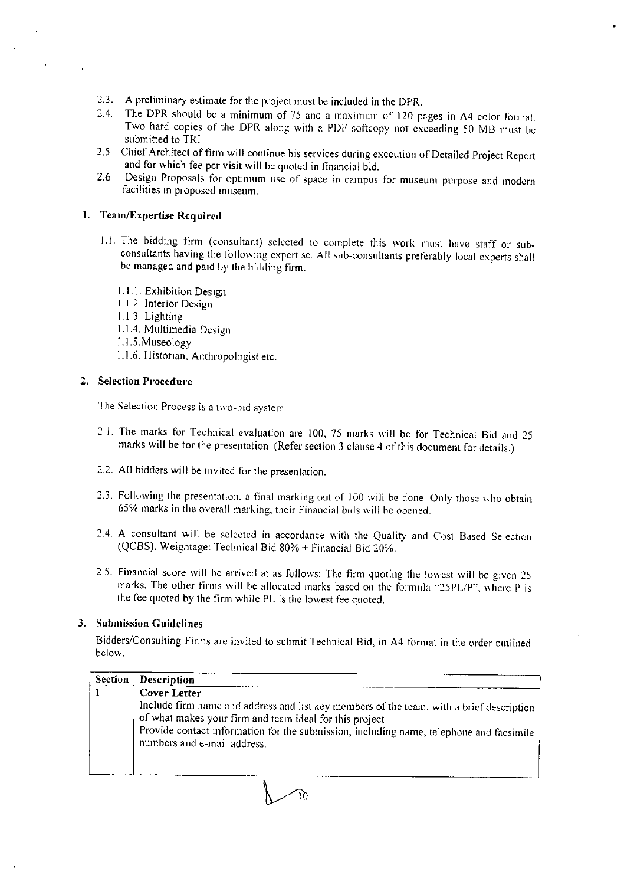2.3. A preliminary estimate for the project must be included in the DPR.

2.4. The DPR should be a minimum of 75 and a maximum of 120 pages in A4 color format. Two hard copies of the DPR along with a PDF softcopy not exceeding 50 MB must be submitted to TRI.

2.5 Chief Architect of firm will continue his services during execution of Detailed Project Report and for which fee per visit will be quoted in financial bid.

2.6 Design Proposals for optimum use of space in campus for museum purpose and modern facilities in proposed museum.

## 1. Team/Expertise Required

1.1. The bidding firm (consultant) selected to complete this work must have staff or sub-consultants having the following expertise. All sub-consultants preferably local experts shall be managed and paid by the bidding firm.

- 1.1.1. Exhibition Design
- 1.1.2. Interior Design
- 1.1.3. Lighting
- 1.1.4. Multimedia Design
- 1.1.5. Museology
- 1.1.6. Historian, Anthropologist etc.

## 2. Selection Procedure

The Selection Process is a two-bid system

2.1. The marks for Technical evaluation are 100, 75 marks will be for Technical Bid and 25 marks will be for the presentation. (Refer section 3 clause 4 of this document for details.)

2.2. All bidders will be invited for the presentation.

2.3. Following the presentation, a final marking out of 100 will be done. Only those who obtain 65% marks in the overall marking, their Financial bids will be opened.

2.4. A consultant will be selected in accordance with the Quality and Cost Based Selection (QCBS). Weightage: Technical Bid 80% + Financial Bid 20%.

2.5. Financial score will be arrived at as follows: The firm quoting the lowest will be given 25 marks. The other firms will be allocated marks based on the formula "25PL/P", where P is the fee quoted by the firm while PL is the lowest fee quoted.

## 3. Submission Guidelines

Bidders/Consulting Firms are invited to submit Technical Bid, in A4 format in the order outlined below.

| Section | Description |
|---|---|
| 1 | **Cover Letter**<br>Include firm name and address and list key members of the team, with a brief description of what makes your firm and team ideal for this project.<br>Provide contact information for the submission, including name, telephone and facsimile numbers and e-mail address. |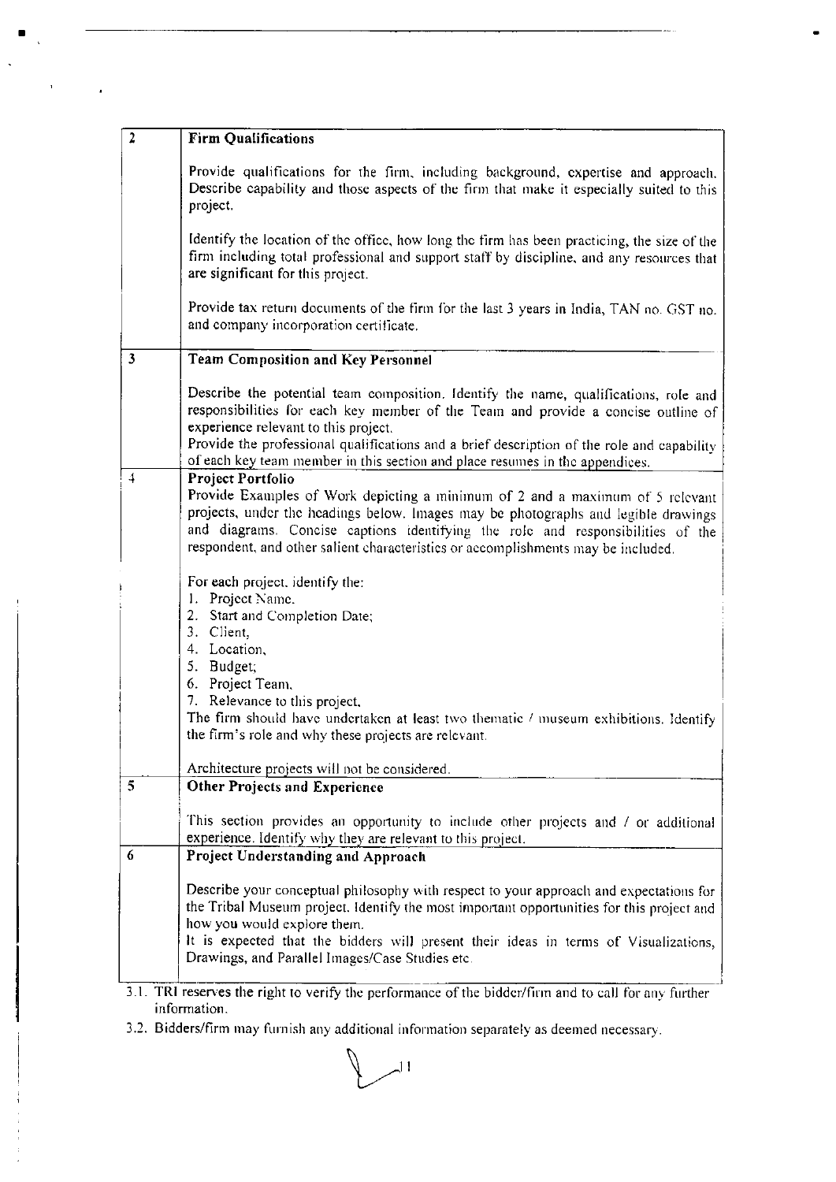| | |
|---|---|
| 2 | **Firm Qualifications**<br><br>Provide qualifications for the firm, including background, expertise and approach. Describe capability and those aspects of the firm that make it especially suited to this project.<br><br>Identify the location of the office, how long the firm has been practicing, the size of the firm including total professional and support staff by discipline, and any resources that are significant for this project.<br><br>Provide tax return documents of the firm for the last 3 years in India, TAN no. GST no. and company incorporation certificate. |
| 3 | **Team Composition and Key Personnel**<br><br>Describe the potential team composition. Identify the name, qualifications, role and responsibilities for each key member of the Team and provide a concise outline of experience relevant to this project.<br>Provide the professional qualifications and a brief description of the role and capability of each key team member in this section and place resumes in the appendices. |
| 4 | **Project Portfolio**<br>Provide Examples of Work depicting a minimum of 2 and a maximum of 5 relevant projects, under the headings below. Images may be photographs and legible drawings and diagrams. Concise captions identifying the role and responsibilities of the respondent, and other salient characteristics or accomplishments may be included.<br><br>For each project, identify the:<br>1. Project Name.<br>2. Start and Completion Date;<br>3. Client,<br>4. Location,<br>5. Budget;<br>6. Project Team,<br>7. Relevance to this project,<br>The firm should have undertaken at least two thematic / museum exhibitions. Identify the firm's role and why these projects are relevant.<br><br>Architecture projects will not be considered. |
| 5 | **Other Projects and Experience**<br><br>This section provides an opportunity to include other projects and / or additional experience. Identify why they are relevant to this project. |
| 6 | **Project Understanding and Approach**<br><br>Describe your conceptual philosophy with respect to your approach and expectations for the Tribal Museum project. Identify the most important opportunities for this project and how you would explore them.<br>It is expected that the bidders will present their ideas in terms of Visualizations, Drawings, and Parallel Images/Case Studies etc. |

3.1. TRI reserves the right to verify the performance of the bidder/firm and to call for any further information.

3.2. Bidders/firm may furnish any additional information separately as deemed necessary.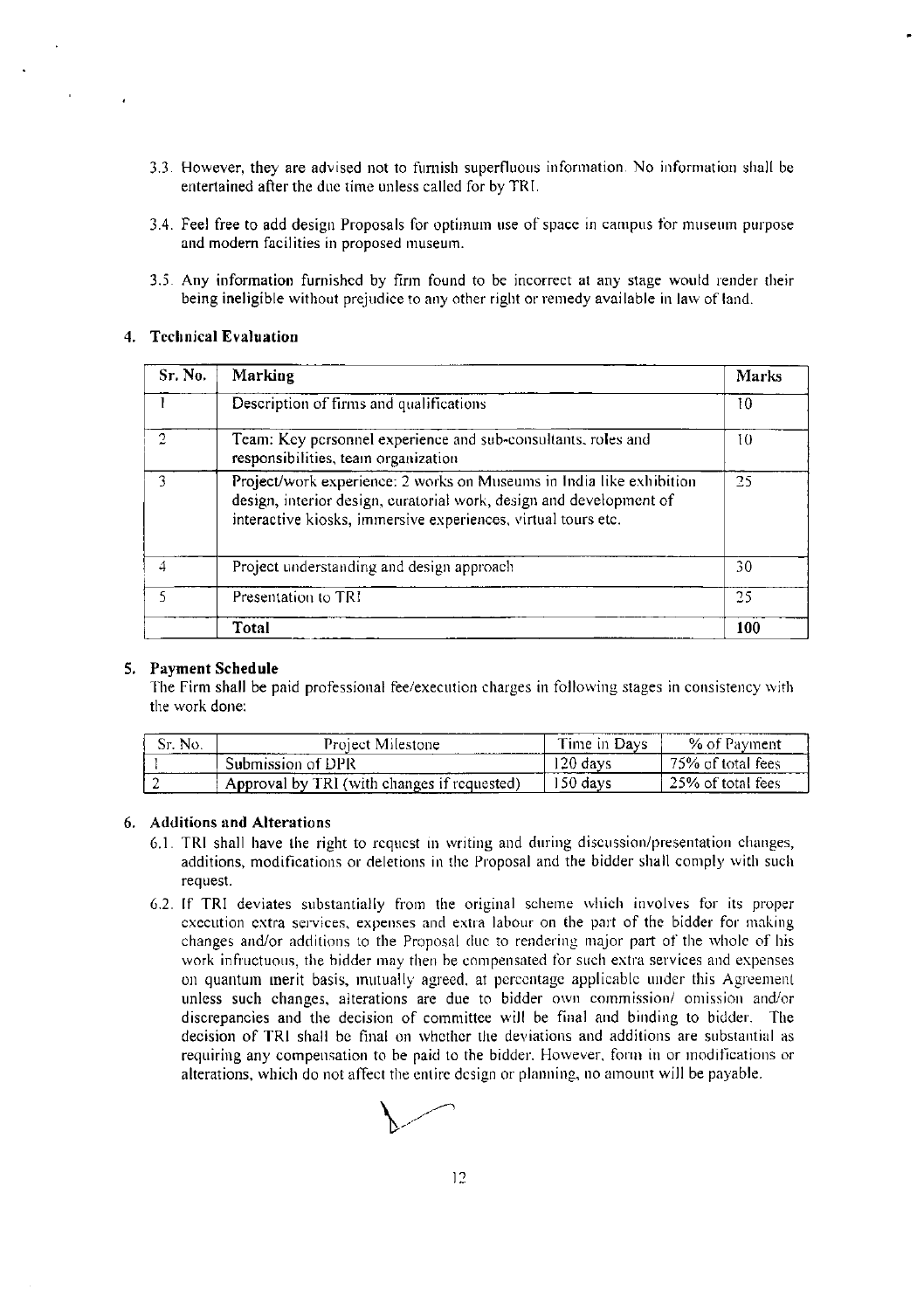3.3. However, they are advised not to furnish superfluous information. No information shall be entertained after the due time unless called for by TRI.

3.4. Feel free to add design Proposals for optimum use of space in campus for museum purpose and modern facilities in proposed museum.

3.5. Any information furnished by firm found to be incorrect at any stage would render their being ineligible without prejudice to any other right or remedy available in law of land.

## 4. Technical Evaluation

| Sr. No. | Marking | Marks |
|---|---|---|
| 1 | Description of firms and qualifications | 10 |
| 2 | Team: Key personnel experience and sub-consultants, roles and responsibilities, team organization | 10 |
| 3 | Project/work experience: 2 works on Museums in India like exhibition design, interior design, curatorial work, design and development of interactive kiosks, immersive experiences, virtual tours etc. | 25 |
| 4 | Project understanding and design approach | 30 |
| 5 | Presentation to TRI | 25 |
| | **Total** | **100** |

## 5. Payment Schedule

The Firm shall be paid professional fee/execution charges in following stages in consistency with the work done:

| Sr. No. | Project Milestone | Time in Days | % of Payment |
|---|---|---|---|
| 1 | Submission of DPR | 120 days | 75% of total fees |
| 2 | Approval by TRI (with changes if requested) | 150 days | 25% of total fees |

## 6. Additions and Alterations

6.1. TRI shall have the right to request in writing and during discussion/presentation changes, additions, modifications or deletions in the Proposal and the bidder shall comply with such request.

6.2. If TRI deviates substantially from the original scheme which involves for its proper execution extra services, expenses and extra labour on the part of the bidder for making changes and/or additions to the Proposal due to rendering major part of the whole of his work infructuous, the bidder may then be compensated for such extra services and expenses on quantum merit basis, mutually agreed, at percentage applicable under this Agreement unless such changes, alterations are due to bidder own commission/ omission and/or discrepancies and the decision of committee will be final and binding to bidder. The decision of TRI shall be final on whether the deviations and additions are substantial as requiring any compensation to be paid to the bidder. However, form in or modifications or alterations, which do not affect the entire design or planning, no amount will be payable.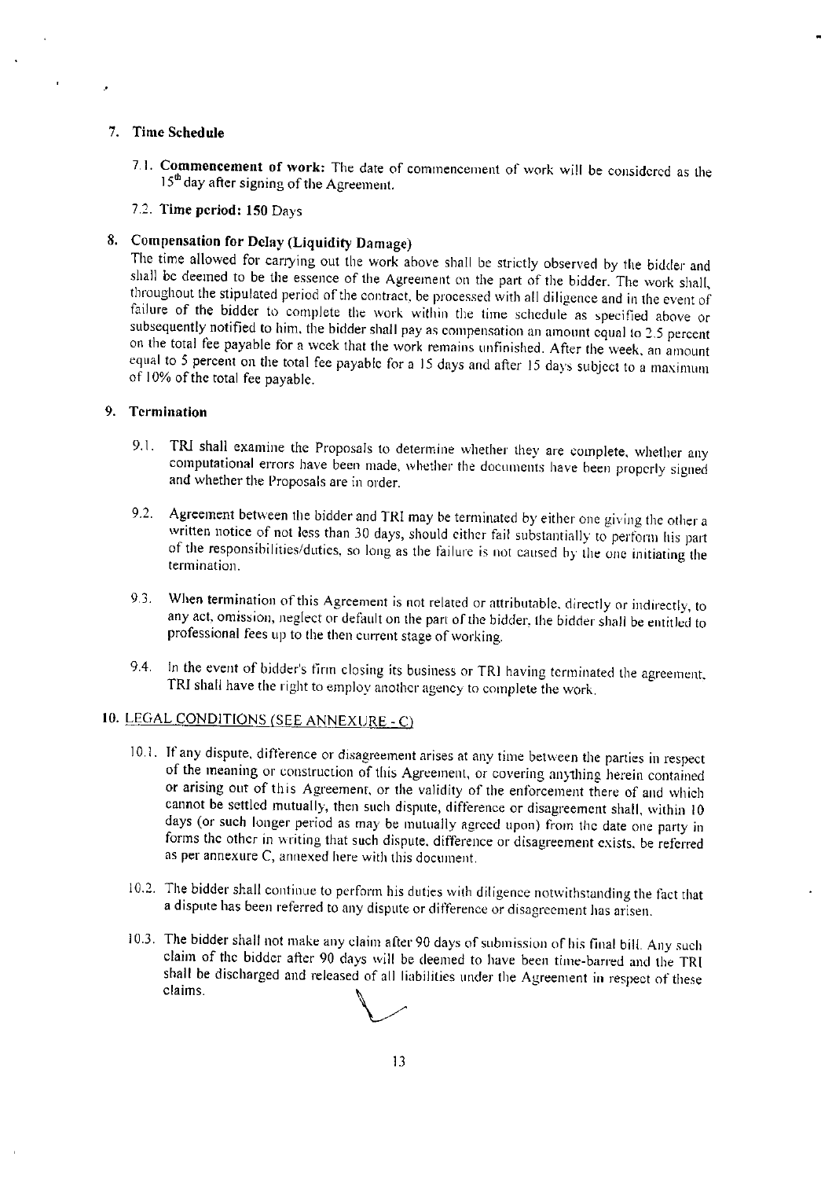## 7. Time Schedule

7.1. **Commencement of work:** The date of commencement of work will be considered as the 15th day after signing of the Agreement.

7.2. **Time period: 150** Days

## 8. Compensation for Delay (Liquidity Damage)

The time allowed for carrying out the work above shall be strictly observed by the bidder and shall be deemed to be the essence of the Agreement on the part of the bidder. The work shall, throughout the stipulated period of the contract, be processed with all diligence and in the event of failure of the bidder to complete the work within the time schedule as specified above or subsequently notified to him, the bidder shall pay as compensation an amount equal to 2.5 percent on the total fee payable for a week that the work remains unfinished. After the week, an amount equal to 5 percent on the total fee payable for a 15 days and after 15 days subject to a maximum of 10% of the total fee payable.

## 9. Termination

9.1. TRI shall examine the Proposals to determine whether they are complete, whether any computational errors have been made, whether the documents have been properly signed and whether the Proposals are in order.

9.2. Agreement between the bidder and TRI may be terminated by either one giving the other a written notice of not less than 30 days, should either fail substantially to perform his part of the responsibilities/duties, so long as the failure is not caused by the one initiating the termination.

9.3. When termination of this Agreement is not related or attributable, directly or indirectly, to any act, omission, neglect or default on the part of the bidder, the bidder shall be entitled to professional fees up to the then current stage of working.

9.4. In the event of bidder's firm closing its business or TRI having terminated the agreement, TRI shall have the right to employ another agency to complete the work.

## 10. LEGAL CONDITIONS (SEE ANNEXURE - C)

10.1. If any dispute, difference or disagreement arises at any time between the parties in respect of the meaning or construction of this Agreement, or covering anything herein contained or arising out of this Agreement, or the validity of the enforcement there of and which cannot be settled mutually, then such dispute, difference or disagreement shall, within 10 days (or such longer period as may be mutually agreed upon) from the date one party in forms the other in writing that such dispute, difference or disagreement exists, be referred as per annexure C, annexed here with this document.

10.2. The bidder shall continue to perform his duties with diligence notwithstanding the fact that a dispute has been referred to any dispute or difference or disagreement has arisen.

10.3. The bidder shall not make any claim after 90 days of submission of his final bill. Any such claim of the bidder after 90 days will be deemed to have been time-barred and the TRI shall be discharged and released of all liabilities under the Agreement in respect of these claims.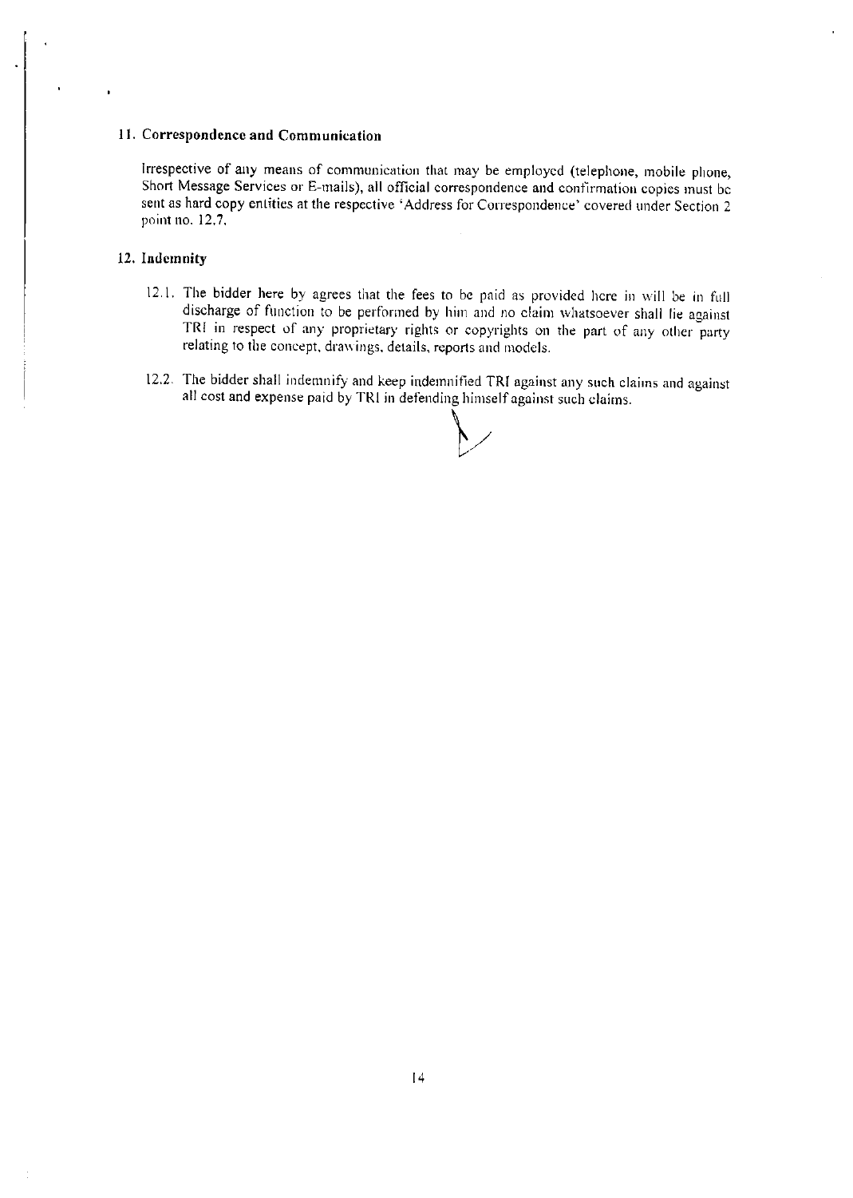## 11. Correspondence and Communication

Irrespective of any means of communication that may be employed (telephone, mobile phone, Short Message Services or E-mails), all official correspondence and confirmation copies must be sent as hard copy entities at the respective 'Address for Correspondence' covered under Section 2 point no. 12.7.

## 12. Indemnity

12.1. The bidder here by agrees that the fees to be paid as provided here in will be in full discharge of function to be performed by him and no claim whatsoever shall lie against TRI in respect of any proprietary rights or copyrights on the part of any other party relating to the concept, drawings, details, reports and models.

12.2. The bidder shall indemnify and keep indemnified TRI against any such claims and against all cost and expense paid by TRI in defending himself against such claims.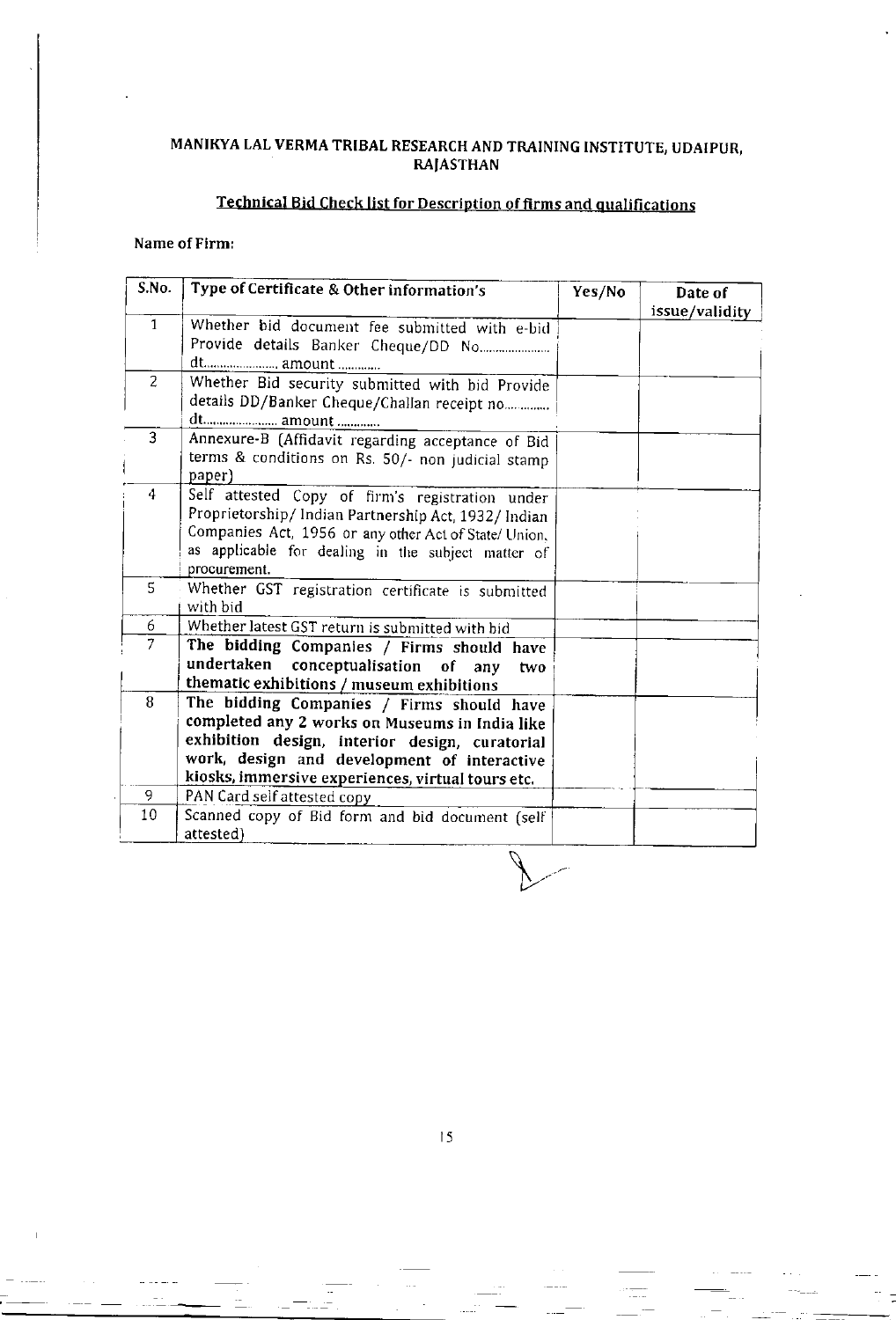# MANIKYA LAL VERMA TRIBAL RESEARCH AND TRAINING INSTITUTE, UDAIPUR, RAJASTHAN

## Technical Bid Check list for Description of firms and qualifications

**Name of Firm:**

| S.No. | Type of Certificate & Other information's | Yes/No | Date of issue/validity |
|---|---|---|---|
| 1 | Whether bid document fee submitted with e-bid Provide details Banker Cheque/DD No..................... dt...................... amount ............ | | |
| 2 | Whether Bid security submitted with bid Provide details DD/Banker Cheque/Challan receipt no.............. dt...................... amount ............ | | |
| 3 | Annexure-B (Affidavit regarding acceptance of Bid terms & conditions on Rs. 50/- non judicial stamp paper) | | |
| 4 | Self attested Copy of firm's registration under Proprietorship/ Indian Partnership Act, 1932/ Indian Companies Act, 1956 or any other Act of State/ Union, as applicable for dealing in the subject matter of procurement. | | |
| 5 | Whether GST registration certificate is submitted with bid | | |
| 6 | Whether latest GST return is submitted with bid | | |
| 7 | **The bidding Companies / Firms should have undertaken conceptualisation of any two thematic exhibitions / museum exhibitions** | | |
| 8 | **The bidding Companies / Firms should have completed any 2 works on Museums in India like exhibition design, interior design, curatorial work, design and development of interactive kiosks, immersive experiences, virtual tours etc.** | | |
| 9 | PAN Card self attested copy | | |
| 10 | Scanned copy of Bid form and bid document (self attested) | | |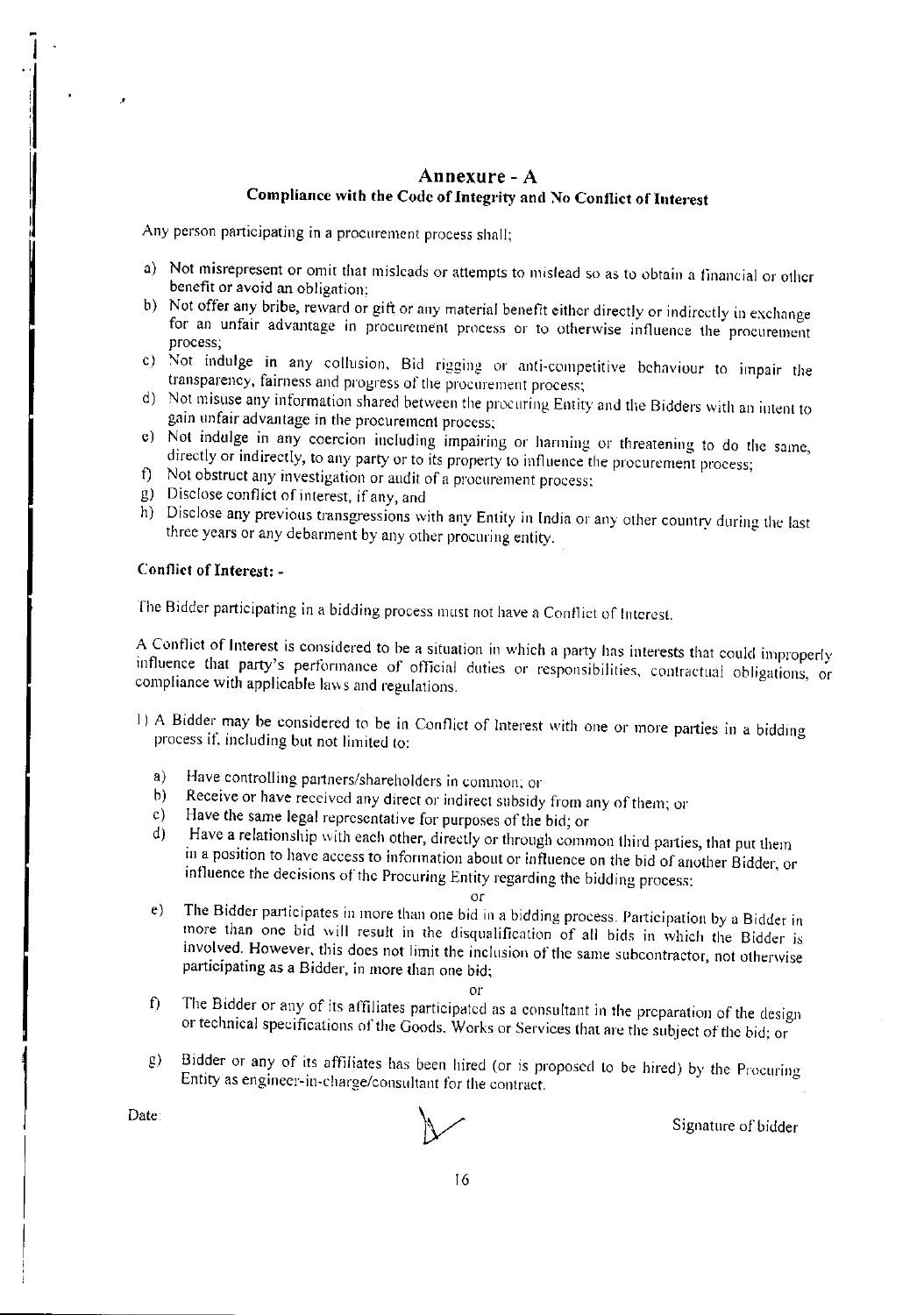# Annexure - A

## Compliance with the Code of Integrity and No Conflict of Interest

Any person participating in a procurement process shall;

a) Not misrepresent or omit that misleads or attempts to mislead so as to obtain a financial or other benefit or avoid an obligation;

b) Not offer any bribe, reward or gift or any material benefit either directly or indirectly in exchange for an unfair advantage in procurement process or to otherwise influence the procurement process;

c) Not indulge in any collusion, Bid rigging or anti-competitive behaviour to impair the transparency, fairness and progress of the procurement process;

d) Not misuse any information shared between the procuring Entity and the Bidders with an intent to gain unfair advantage in the procurement process;

e) Not indulge in any coercion including impairing or harming or threatening to do the same, directly or indirectly, to any party or to its property to influence the procurement process;

f) Not obstruct any investigation or audit of a procurement process;

g) Disclose conflict of interest, if any, and

h) Disclose any previous transgressions with any Entity in India or any other country during the last three years or any debarment by any other procuring entity.

**Conflict of Interest: -**

The Bidder participating in a bidding process must not have a Conflict of Interest.

A Conflict of Interest is considered to be a situation in which a party has interests that could improperly influence that party's performance of official duties or responsibilities, contractual obligations, or compliance with applicable laws and regulations.

1) A Bidder may be considered to be in Conflict of Interest with one or more parties in a bidding process if, including but not limited to:

   a) Have controlling partners/shareholders in common; or

   b) Receive or have received any direct or indirect subsidy from any of them; or

   c) Have the same legal representative for purposes of the bid; or

   d) Have a relationship with each other, directly or through common third parties, that put them in a position to have access to information about or influence on the bid of another Bidder, or influence the decisions of the Procuring Entity regarding the bidding process;

   or

   e) The Bidder participates in more than one bid in a bidding process. Participation by a Bidder in more than one bid will result in the disqualification of all bids in which the Bidder is involved. However, this does not limit the inclusion of the same subcontractor, not otherwise participating as a Bidder, in more than one bid;

   or

   f) The Bidder or any of its affiliates participated as a consultant in the preparation of the design or technical specifications of the Goods, Works or Services that are the subject of the bid; or

   g) Bidder or any of its affiliates has been hired (or is proposed to be hired) by the Procuring Entity as engineer-in-charge/consultant for the contract.

Date:

Signature of bidder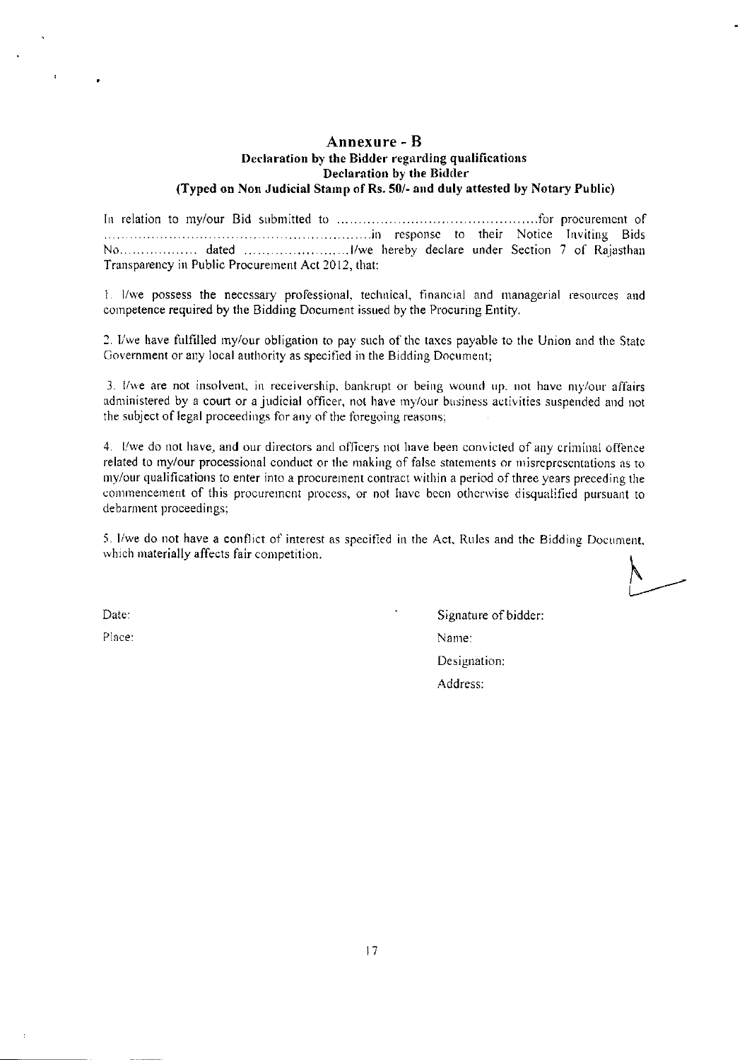# Annexure - B

### Declaration by the Bidder regarding qualifications

### Declaration by the Bidder

### (Typed on Non Judicial Stamp of Rs. 50/- and duly attested by Notary Public)

In relation to my/our Bid submitted to ............................................for procurement of .............................................................in response to their Notice Inviting Bids No.................. dated ........................I/we hereby declare under Section 7 of Rajasthan Transparency in Public Procurement Act 2012, that:

1. I/we possess the necessary professional, technical, financial and managerial resources and competence required by the Bidding Document issued by the Procuring Entity.

2. I/we have fulfilled my/our obligation to pay such of the taxes payable to the Union and the State Government or any local authority as specified in the Bidding Document;

3. I/we are not insolvent, in receivership, bankrupt or being wound up, not have my/our affairs administered by a court or a judicial officer, not have my/our business activities suspended and not the subject of legal proceedings for any of the foregoing reasons;

4. I/we do not have, and our directors and officers not have been convicted of any criminal offence related to my/our processional conduct or the making of false statements or misrepresentations as to my/our qualifications to enter into a procurement contract within a period of three years preceding the commencement of this procurement process, or not have been otherwise disqualified pursuant to debarment proceedings;

5. I/we do not have a conflict of interest as specified in the Act, Rules and the Bidding Document, which materially affects fair competition.

Date:

Place:

Signature of bidder:

Name:

Designation:

Address: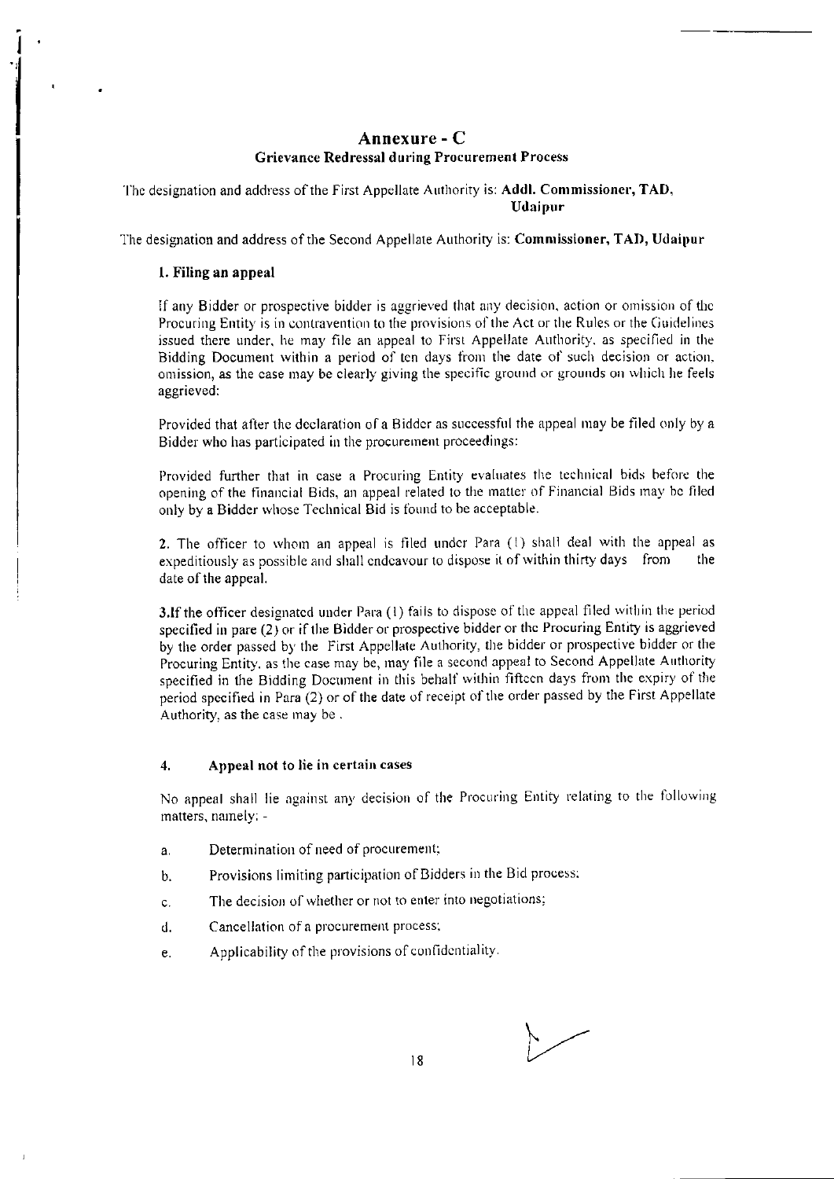# Annexure - C

## Grievance Redressal during Procurement Process

The designation and address of the First Appellate Authority is: **Addl. Commissioner, TAD, Udaipur**

The designation and address of the Second Appellate Authority is: **Commissioner, TAD, Udaipur**

### 1. Filing an appeal

If any Bidder or prospective bidder is aggrieved that any decision, action or omission of the Procuring Entity is in contravention to the provisions of the Act or the Rules or the Guidelines issued there under, he may file an appeal to First Appellate Authority, as specified in the Bidding Document within a period of ten days from the date of such decision or action, omission, as the case may be clearly giving the specific ground or grounds on which he feels aggrieved:

Provided that after the declaration of a Bidder as successful the appeal may be filed only by a Bidder who has participated in the procurement proceedings:

Provided further that in case a Procuring Entity evaluates the technical bids before the opening of the financial Bids, an appeal related to the matter of Financial Bids may be filed only by a Bidder whose Technical Bid is found to be acceptable.

2. The officer to whom an appeal is filed under Para (1) shall deal with the appeal as expeditiously as possible and shall endeavour to dispose it of within thirty days from the date of the appeal.

**3.**If the officer designated under Para (1) fails to dispose of the appeal filed within the period specified in pare (2) or if the Bidder or prospective bidder or the Procuring Entity is aggrieved by the order passed by the First Appellate Authority, the bidder or prospective bidder or the Procuring Entity, as the case may be, may file a second appeal to Second Appellate Authority specified in the Bidding Document in this behalf within fifteen days from the expiry of the period specified in Para (2) or of the date of receipt of the order passed by the First Appellate Authority, as the case may be .

### 4. Appeal not to lie in certain cases

No appeal shall lie against any decision of the Procuring Entity relating to the following matters, namely: -

a. Determination of need of procurement;

b. Provisions limiting participation of Bidders in the Bid process;

c. The decision of whether or not to enter into negotiations;

d. Cancellation of a procurement process;

e. Applicability of the provisions of confidentiality.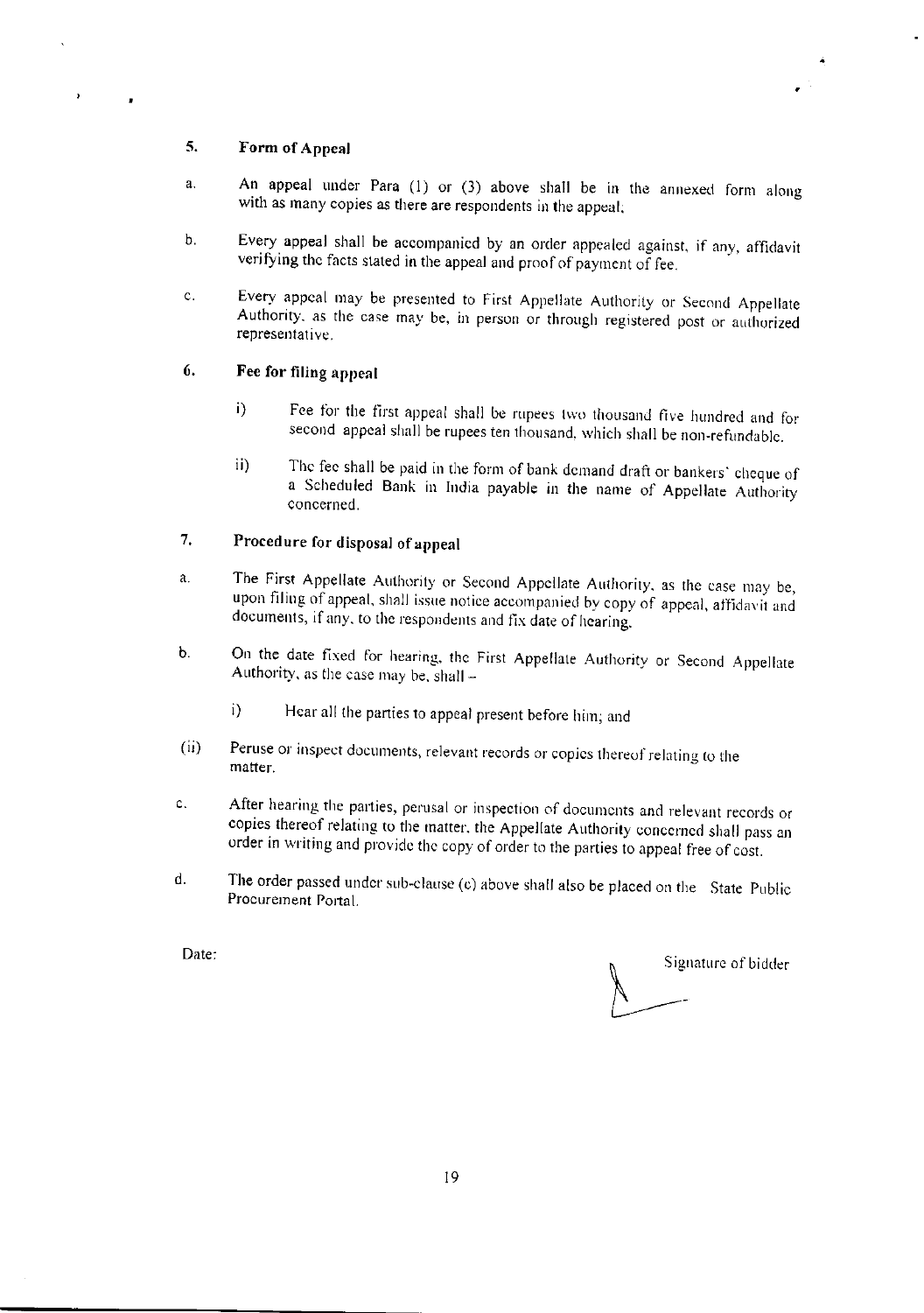## 5. Form of Appeal

a. An appeal under Para (1) or (3) above shall be in the annexed form along with as many copies as there are respondents in the appeal.

b. Every appeal shall be accompanied by an order appealed against, if any, affidavit verifying the facts stated in the appeal and proof of payment of fee.

c. Every appeal may be presented to First Appellate Authority or Second Appellate Authority, as the case may be, in person or through registered post or authorized representative.

## 6. Fee for filing appeal

i) Fee for the first appeal shall be rupees two thousand five hundred and for second appeal shall be rupees ten thousand, which shall be non-refundable.

ii) The fee shall be paid in the form of bank demand draft or bankers' cheque of a Scheduled Bank in India payable in the name of Appellate Authority concerned.

## 7. Procedure for disposal of appeal

a. The First Appellate Authority or Second Appellate Authority, as the case may be, upon filing of appeal, shall issue notice accompanied by copy of appeal, affidavit and documents, if any, to the respondents and fix date of hearing.

b. On the date fixed for hearing, the First Appellate Authority or Second Appellate Authority, as the case may be, shall –

i) Hear all the parties to appeal present before him; and

(ii) Peruse or inspect documents, relevant records or copies thereof relating to the matter.

c. After hearing the parties, perusal or inspection of documents and relevant records or copies thereof relating to the matter, the Appellate Authority concerned shall pass an order in writing and provide the copy of order to the parties to appeal free of cost.

d. The order passed under sub-clause (c) above shall also be placed on the State Public Procurement Portal.

Date:

Signature of bidder